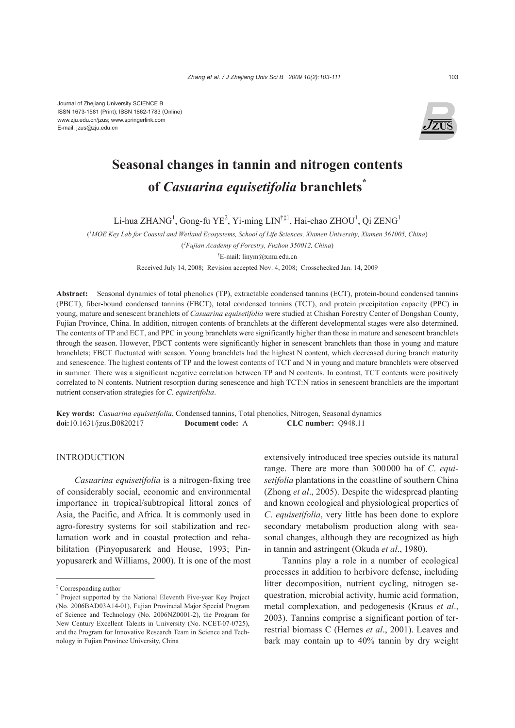Journal of Zhejiang University SCIENCE B
ISSN 1673-1581 (Print); ISSN 1862-1783 (Online)
www.zju.edu.cn/jzus; www.springerlink.com
E-mail: jzus@zju.edu.cn

# Seasonal changes in tannin and nitrogen contents of *Casuarina equisetifolia* branchlets*

Li-hua ZHANG[1], Gong-fu YE[2], Yi-ming LIN[†‡1], Hai-chao ZHOU[1], Qi ZENG[1]

([1]MOE Key Lab for Coastal and Wetland Ecosystems, School of Life Sciences, Xiamen University, Xiamen 361005, China)

([2]Fujian Academy of Forestry, Fuzhou 350012, China)

[†]E-mail: linym@xmu.edu.cn

Received July 14, 2008; Revision accepted Nov. 4, 2008; Crosschecked Jan. 14, 2009

**Abstract:** Seasonal dynamics of total phenolics (TP), extractable condensed tannins (ECT), protein-bound condensed tannins (PBCT), fiber-bound condensed tannins (FBCT), total condensed tannins (TCT), and protein precipitation capacity (PPC) in young, mature and senescent branchlets of *Casuarina equisetifolia* were studied at Chishan Forestry Center of Dongshan County, Fujian Province, China. In addition, nitrogen contents of branchlets at the different developmental stages were also determined. The contents of TP and ECT, and PPC in young branchlets were significantly higher than those in mature and senescent branchlets through the season. However, PBCT contents were significantly higher in senescent branchlets than those in young and mature branchlets; FBCT fluctuated with season. Young branchlets had the highest N content, which decreased during branch maturity and senescence. The highest contents of TP and the lowest contents of TCT and N in young and mature branchlets were observed in summer. There was a significant negative correlation between TP and N contents. In contrast, TCT contents were positively correlated to N contents. Nutrient resorption during senescence and high TCT:N ratios in senescent branchlets are the important nutrient conservation strategies for *C. equisetifolia*.

**Key words:** *Casuarina equisetifolia*, Condensed tannins, Total phenolics, Nitrogen, Seasonal dynamics
**doi:**10.1631/jzus.B0820217 **Document code:** A **CLC number:** Q948.11

## INTRODUCTION

*Casuarina equisetifolia* is a nitrogen-fixing tree of considerably social, economic and environmental importance in tropical/subtropical littoral zones of Asia, the Pacific, and Africa. It is commonly used in agro-forestry systems for soil stabilization and reclamation work and in coastal protection and rehabilitation (Pinyopusarerk and House, 1993; Pinyopusarerk and Williams, 2000). It is one of the most extensively introduced tree species outside its natural range. There are more than 300000 ha of *C. equisetifolia* plantations in the coastline of southern China (Zhong *et al*., 2005). Despite the widespread planting and known ecological and physiological properties of *C. equisetifolia*, very little has been done to explore secondary metabolism production along with seasonal changes, although they are recognized as high in tannin and astringent (Okuda *et al*., 1980).

Tannins play a role in a number of ecological processes in addition to herbivore defense, including litter decomposition, nutrient cycling, nitrogen sequestration, microbial activity, humic acid formation, metal complexation, and pedogenesis (Kraus *et al*., 2003). Tannins comprise a significant portion of terrestrial biomass C (Hernes *et al*., 2001). Leaves and bark may contain up to 40% tannin by dry weight

---

‡ Corresponding author

\* Project supported by the National Eleventh Five-year Key Project (No. 2006BAD03A14-01), Fujian Provincial Major Special Program of Science and Technology (No. 2006NZ0001-2), the Program for New Century Excellent Talents in University (No. NCET-07-0725), and the Program for Innovative Research Team in Science and Technology in Fujian Province University, China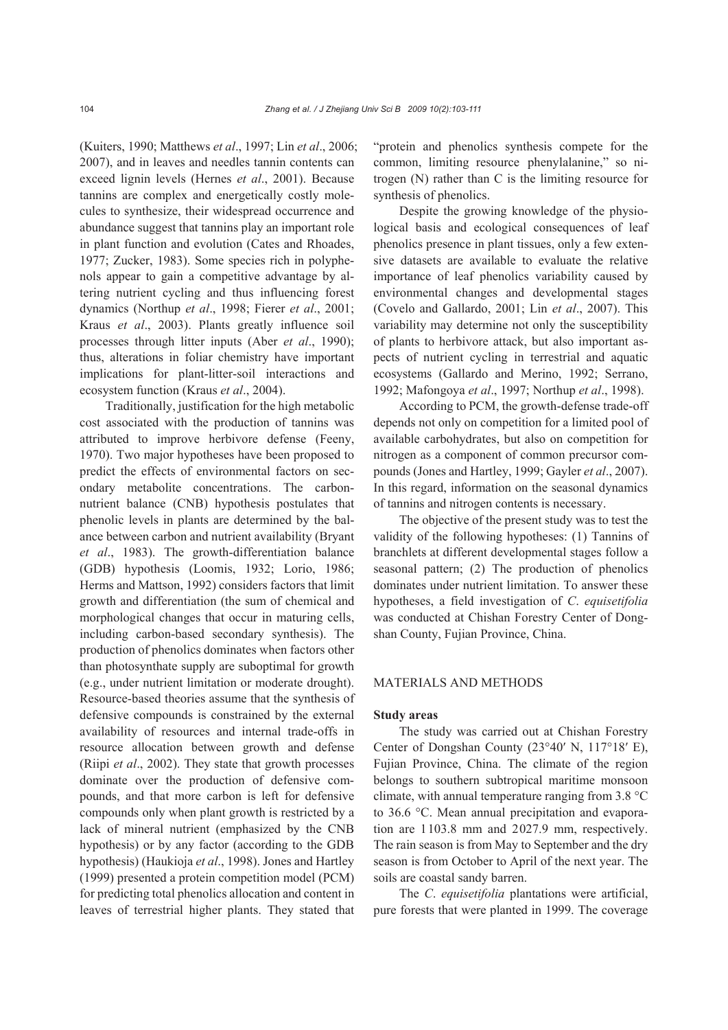(Kuiters, 1990; Matthews *et al*., 1997; Lin *et al*., 2006; 2007), and in leaves and needles tannin contents can exceed lignin levels (Hernes *et al*., 2001). Because tannins are complex and energetically costly molecules to synthesize, their widespread occurrence and abundance suggest that tannins play an important role in plant function and evolution (Cates and Rhoades, 1977; Zucker, 1983). Some species rich in polyphenols appear to gain a competitive advantage by altering nutrient cycling and thus influencing forest dynamics (Northup *et al*., 1998; Fierer *et al*., 2001; Kraus *et al*., 2003). Plants greatly influence soil processes through litter inputs (Aber *et al*., 1990); thus, alterations in foliar chemistry have important implications for plant-litter-soil interactions and ecosystem function (Kraus *et al*., 2004).

Traditionally, justification for the high metabolic cost associated with the production of tannins was attributed to improve herbivore defense (Feeny, 1970). Two major hypotheses have been proposed to predict the effects of environmental factors on secondary metabolite concentrations. The carbon-nutrient balance (CNB) hypothesis postulates that phenolic levels in plants are determined by the balance between carbon and nutrient availability (Bryant *et al*., 1983). The growth-differentiation balance (GDB) hypothesis (Loomis, 1932; Lorio, 1986; Herms and Mattson, 1992) considers factors that limit growth and differentiation (the sum of chemical and morphological changes that occur in maturing cells, including carbon-based secondary synthesis). The production of phenolics dominates when factors other than photosynthate supply are suboptimal for growth (e.g., under nutrient limitation or moderate drought). Resource-based theories assume that the synthesis of defensive compounds is constrained by the external availability of resources and internal trade-offs in resource allocation between growth and defense (Riipi *et al*., 2002). They state that growth processes dominate over the production of defensive compounds, and that more carbon is left for defensive compounds only when plant growth is restricted by a lack of mineral nutrient (emphasized by the CNB hypothesis) or by any factor (according to the GDB hypothesis) (Haukioja *et al*., 1998). Jones and Hartley (1999) presented a protein competition model (PCM) for predicting total phenolics allocation and content in leaves of terrestrial higher plants. They stated that "protein and phenolics synthesis compete for the common, limiting resource phenylalanine," so nitrogen (N) rather than C is the limiting resource for synthesis of phenolics.

Despite the growing knowledge of the physiological basis and ecological consequences of leaf phenolics presence in plant tissues, only a few extensive datasets are available to evaluate the relative importance of leaf phenolics variability caused by environmental changes and developmental stages (Covelo and Gallardo, 2001; Lin *et al*., 2007). This variability may determine not only the susceptibility of plants to herbivore attack, but also important aspects of nutrient cycling in terrestrial and aquatic ecosystems (Gallardo and Merino, 1992; Serrano, 1992; Mafongoya *et al*., 1997; Northup *et al*., 1998).

According to PCM, the growth-defense trade-off depends not only on competition for a limited pool of available carbohydrates, but also on competition for nitrogen as a component of common precursor compounds (Jones and Hartley, 1999; Gayler *et al*., 2007). In this regard, information on the seasonal dynamics of tannins and nitrogen contents is necessary.

The objective of the present study was to test the validity of the following hypotheses: (1) Tannins of branchlets at different developmental stages follow a seasonal pattern; (2) The production of phenolics dominates under nutrient limitation. To answer these hypotheses, a field investigation of *C. equisetifolia* was conducted at Chishan Forestry Center of Dongshan County, Fujian Province, China.

## MATERIALS AND METHODS

### Study areas

The study was carried out at Chishan Forestry Center of Dongshan County (23°40′ N, 117°18′ E), Fujian Province, China. The climate of the region belongs to southern subtropical maritime monsoon climate, with annual temperature ranging from 3.8 °C to 36.6 °C. Mean annual precipitation and evaporation are 1103.8 mm and 2027.9 mm, respectively. The rain season is from May to September and the dry season is from October to April of the next year. The soils are coastal sandy barren.

The *C. equisetifolia* plantations were artificial, pure forests that were planted in 1999. The coverage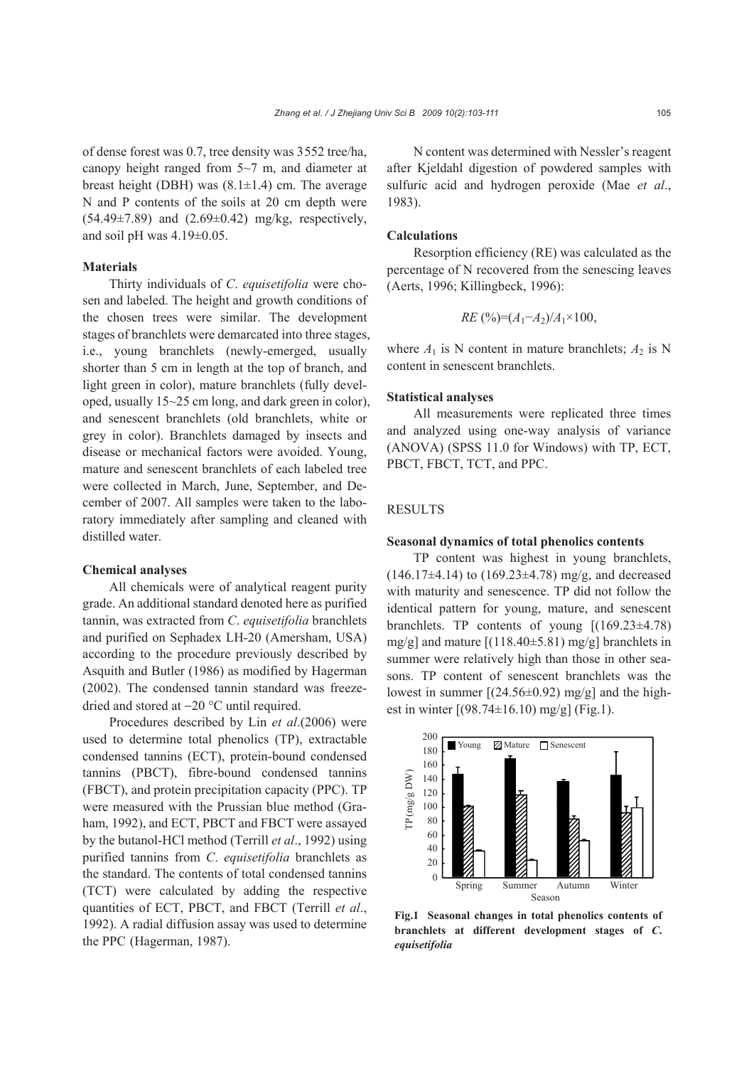of dense forest was 0.7, tree density was 3552 tree/ha, canopy height ranged from 5~7 m, and diameter at breast height (DBH) was (8.1±1.4) cm. The average N and P contents of the soils at 20 cm depth were (54.49±7.89) and (2.69±0.42) mg/kg, respectively, and soil pH was 4.19±0.05.

### Materials

Thirty individuals of *C*. *equisetifolia* were chosen and labeled. The height and growth conditions of the chosen trees were similar. The development stages of branchlets were demarcated into three stages, i.e., young branchlets (newly-emerged, usually shorter than 5 cm in length at the top of branch, and light green in color), mature branchlets (fully developed, usually 15~25 cm long, and dark green in color), and senescent branchlets (old branchlets, white or grey in color). Branchlets damaged by insects and disease or mechanical factors were avoided. Young, mature and senescent branchlets of each labeled tree were collected in March, June, September, and December of 2007. All samples were taken to the laboratory immediately after sampling and cleaned with distilled water.

### Chemical analyses

All chemicals were of analytical reagent purity grade. An additional standard denoted here as purified tannin, was extracted from *C*. *equisetifolia* branchlets and purified on Sephadex LH-20 (Amersham, USA) according to the procedure previously described by Asquith and Butler (1986) as modified by Hagerman (2002). The condensed tannin standard was freeze-dried and stored at −20 °C until required.

Procedures described by Lin *et al*.(2006) were used to determine total phenolics (TP), extractable condensed tannins (ECT), protein-bound condensed tannins (PBCT), fibre-bound condensed tannins (FBCT), and protein precipitation capacity (PPC). TP were measured with the Prussian blue method (Graham, 1992), and ECT, PBCT and FBCT were assayed by the butanol-HCl method (Terrill *et al*., 1992) using purified tannins from *C*. *equisetifolia* branchlets as the standard. The contents of total condensed tannins (TCT) were calculated by adding the respective quantities of ECT, PBCT, and FBCT (Terrill *et al*., 1992). A radial diffusion assay was used to determine the PPC (Hagerman, 1987).

N content was determined with Nessler's reagent after Kjeldahl digestion of powdered samples with sulfuric acid and hydrogen peroxide (Mae *et al*., 1983).

### Calculations

Resorption efficiency (RE) was calculated as the percentage of N recovered from the senescing leaves (Aerts, 1996; Killingbeck, 1996):

$$RE\ (\%)=(A_1-A_2)/A_1\times 100,$$

where $A_1$ is N content in mature branchlets; $A_2$ is N content in senescent branchlets.

### Statistical analyses

All measurements were replicated three times and analyzed using one-way analysis of variance (ANOVA) (SPSS 11.0 for Windows) with TP, ECT, PBCT, FBCT, TCT, and PPC.

## RESULTS

### Seasonal dynamics of total phenolics contents

TP content was highest in young branchlets, (146.17±4.14) to (169.23±4.78) mg/g, and decreased with maturity and senescence. TP did not follow the identical pattern for young, mature, and senescent branchlets. TP contents of young [(169.23±4.78) mg/g] and mature [(118.40±5.81) mg/g] branchlets in summer were relatively high than those in other seasons. TP content of senescent branchlets was the lowest in summer [(24.56±0.92) mg/g] and the highest in winter [(98.74±16.10) mg/g] (Fig.1).

**Fig.1 Seasonal changes in total phenolics contents of branchlets at different development stages of *C. equisetifolia***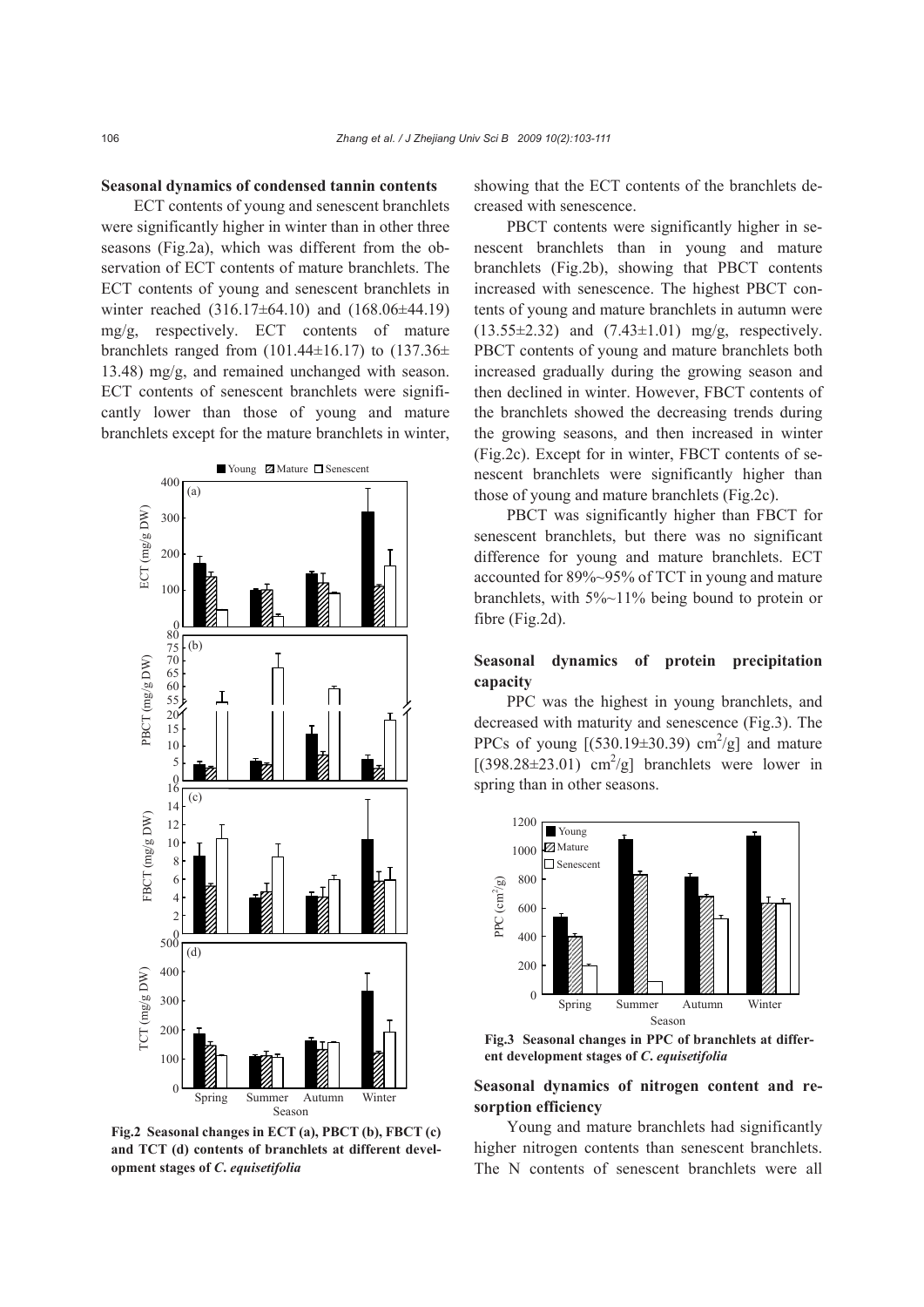**Seasonal dynamics of condensed tannin contents**

ECT contents of young and senescent branchlets were significantly higher in winter than in other three seasons (Fig.2a), which was different from the observation of ECT contents of mature branchlets. The ECT contents of young and senescent branchlets in winter reached (316.17±64.10) and (168.06±44.19) mg/g, respectively. ECT contents of mature branchlets ranged from (101.44±16.17) to (137.36±13.48) mg/g, and remained unchanged with season. ECT contents of senescent branchlets were significantly lower than those of young and mature branchlets except for the mature branchlets in winter, showing that the ECT contents of the branchlets decreased with senescence.

Fig.2 Seasonal changes in ECT (a), PBCT (b), FBCT (c) and TCT (d) contents of branchlets at different development stages of *C. equisetifolia*

PBCT contents were significantly higher in senescent branchlets than in young and mature branchlets (Fig.2b), showing that PBCT contents increased with senescence. The highest PBCT contents of young and mature branchlets in autumn were (13.55±2.32) and (7.43±1.01) mg/g, respectively. PBCT contents of young and mature branchlets both increased gradually during the growing season and then declined in winter. However, FBCT contents of the branchlets showed the decreasing trends during the growing seasons, and then increased in winter (Fig.2c). Except for in winter, FBCT contents of senescent branchlets were significantly higher than those of young and mature branchlets (Fig.2c).

PBCT was significantly higher than FBCT for senescent branchlets, but there was no significant difference for young and mature branchlets. ECT accounted for 89%~95% of TCT in young and mature branchlets, with 5%~11% being bound to protein or fibre (Fig.2d).

**Seasonal dynamics of protein precipitation capacity**

PPC was the highest in young branchlets, and decreased with maturity and senescence (Fig.3). The PPCs of young [(530.19±30.39) $cm^2/g$] and mature [(398.28±23.01) $cm^2/g$] branchlets were lower in spring than in other seasons.

Fig.3 Seasonal changes in PPC of branchlets at different development stages of *C. equisetifolia*

**Seasonal dynamics of nitrogen content and resorption efficiency**

Young and mature branchlets had significantly higher nitrogen contents than senescent branchlets. The N contents of senescent branchlets were all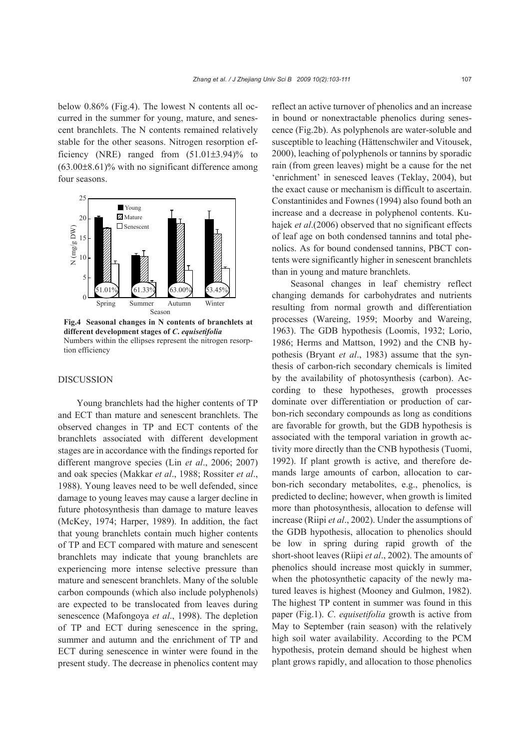below 0.86% (Fig.4). The lowest N contents all occurred in the summer for young, mature, and senescent branchlets. The N contents remained relatively stable for the other seasons. Nitrogen resorption efficiency (NRE) ranged from $(51.01\pm3.94)\%$ to $(63.00\pm8.61)\%$ with no significant difference among four seasons.

**Fig.4 Seasonal changes in N contents of branchlets at different development stages of *C. equisetifolia***
Numbers within the ellipses represent the nitrogen resorption efficiency

## DISCUSSION

Young branchlets had the higher contents of TP and ECT than mature and senescent branchlets. The observed changes in TP and ECT contents of the branchlets associated with different development stages are in accordance with the findings reported for different mangrove species (Lin *et al*., 2006; 2007) and oak species (Makkar *et al*., 1988; Rossiter *et al*., 1988). Young leaves need to be well defended, since damage to young leaves may cause a larger decline in future photosynthesis than damage to mature leaves (McKey, 1974; Harper, 1989). In addition, the fact that young branchlets contain much higher contents of TP and ECT compared with mature and senescent branchlets may indicate that young branchlets are experiencing more intense selective pressure than mature and senescent branchlets. Many of the soluble carbon compounds (which also include polyphenols) are expected to be translocated from leaves during senescence (Mafongoya *et al*., 1998). The depletion of TP and ECT during senescence in the spring, summer and autumn and the enrichment of TP and ECT during senescence in winter were found in the present study. The decrease in phenolics content may reflect an active turnover of phenolics and an increase in bound or nonextractable phenolics during senescence (Fig.2b). As polyphenols are water-soluble and susceptible to leaching (Hättenschwiler and Vitousek, 2000), leaching of polyphenols or tannins by sporadic rain (from green leaves) might be a cause for the net 'enrichment' in senesced leaves (Teklay, 2004), but the exact cause or mechanism is difficult to ascertain. Constantinides and Fownes (1994) also found both an increase and a decrease in polyphenol contents. Kuhajek *et al*.(2006) observed that no significant effects of leaf age on both condensed tannins and total phenolics. As for bound condensed tannins, PBCT contents were significantly higher in senescent branchlets than in young and mature branchlets.

Seasonal changes in leaf chemistry reflect changing demands for carbohydrates and nutrients resulting from normal growth and differentiation processes (Wareing, 1959; Moorby and Wareing, 1963). The GDB hypothesis (Loomis, 1932; Lorio, 1986; Herms and Mattson, 1992) and the CNB hypothesis (Bryant *et al*., 1983) assume that the synthesis of carbon-rich secondary chemicals is limited by the availability of photosynthesis (carbon). According to these hypotheses, growth processes dominate over differentiation or production of carbon-rich secondary compounds as long as conditions are favorable for growth, but the GDB hypothesis is associated with the temporal variation in growth activity more directly than the CNB hypothesis (Tuomi, 1992). If plant growth is active, and therefore demands large amounts of carbon, allocation to carbon-rich secondary metabolites, e.g., phenolics, is predicted to decline; however, when growth is limited more than photosynthesis, allocation to defense will increase (Riipi *et al*., 2002). Under the assumptions of the GDB hypothesis, allocation to phenolics should be low in spring during rapid growth of the short-shoot leaves (Riipi *et al*., 2002). The amounts of phenolics should increase most quickly in summer, when the photosynthetic capacity of the newly matured leaves is highest (Mooney and Gulmon, 1982). The highest TP content in summer was found in this paper (Fig.1). *C. equisetifolia* growth is active from May to September (rain season) with the relatively high soil water availability. According to the PCM hypothesis, protein demand should be highest when plant grows rapidly, and allocation to those phenolics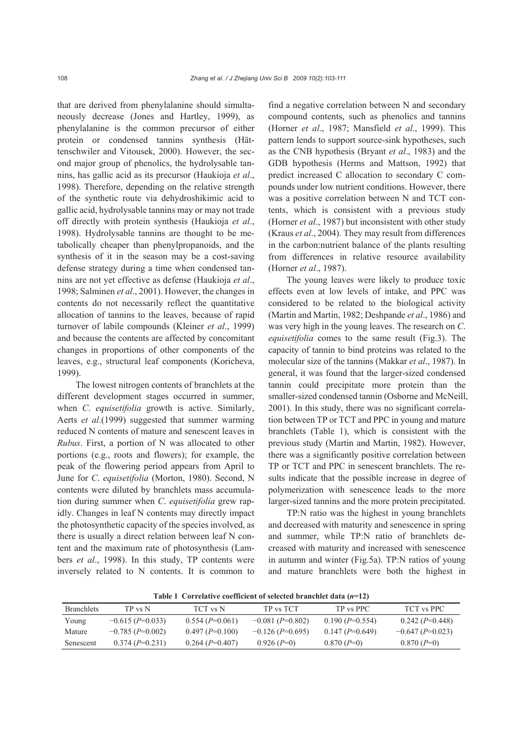that are derived from phenylalanine should simultaneously decrease (Jones and Hartley, 1999), as phenylalanine is the common precursor of either protein or condensed tannins synthesis (Hättenschwiler and Vitousek, 2000). However, the second major group of phenolics, the hydrolysable tannins, has gallic acid as its precursor (Haukioja *et al*., 1998). Therefore, depending on the relative strength of the synthetic route via dehydroshikimic acid to gallic acid, hydrolysable tannins may or may not trade off directly with protein synthesis (Haukioja *et al*., 1998). Hydrolysable tannins are thought to be metabolically cheaper than phenylpropanoids, and the synthesis of it in the season may be a cost-saving defense strategy during a time when condensed tannins are not yet effective as defense (Haukioja *et al*., 1998; Salminen *et al*., 2001). However, the changes in contents do not necessarily reflect the quantitative allocation of tannins to the leaves, because of rapid turnover of labile compounds (Kleiner *et al*., 1999) and because the contents are affected by concomitant changes in proportions of other components of the leaves, e.g., structural leaf components (Koricheva, 1999).

The lowest nitrogen contents of branchlets at the different development stages occurred in summer, when *C*. *equisetifolia* growth is active. Similarly, Aerts *et al*.(1999) suggested that summer warming reduced N contents of mature and senescent leaves in *Rubus*. First, a portion of N was allocated to other portions (e.g., roots and flowers); for example, the peak of the flowering period appears from April to June for *C*. *equisetifolia* (Morton, 1980). Second, N contents were diluted by branchlets mass accumulation during summer when *C*. *equisetifolia* grew rapidly. Changes in leaf N contents may directly impact the photosynthetic capacity of the species involved, as there is usually a direct relation between leaf N content and the maximum rate of photosynthesis (Lambers *et al*., 1998). In this study, TP contents were inversely related to N contents. It is common to find a negative correlation between N and secondary compound contents, such as phenolics and tannins (Horner *et al*., 1987; Mansfield *et al*., 1999). This pattern lends to support source-sink hypotheses, such as the CNB hypothesis (Bryant *et al*., 1983) and the GDB hypothesis (Herms and Mattson, 1992) that predict increased C allocation to secondary C compounds under low nutrient conditions. However, there was a positive correlation between N and TCT contents, which is consistent with a previous study (Horner *et al*., 1987) but inconsistent with other study (Kraus *et al*., 2004). They may result from differences in the carbon:nutrient balance of the plants resulting from differences in relative resource availability (Horner *et al*., 1987).

The young leaves were likely to produce toxic effects even at low levels of intake, and PPC was considered to be related to the biological activity (Martin and Martin, 1982; Deshpande *et al*., 1986) and was very high in the young leaves. The research on *C*. *equisetifolia* comes to the same result (Fig.3). The capacity of tannin to bind proteins was related to the molecular size of the tannins (Makkar *et al*., 1987). In general, it was found that the larger-sized condensed tannin could precipitate more protein than the smaller-sized condensed tannin (Osborne and McNeill, 2001). In this study, there was no significant correlation between TP or TCT and PPC in young and mature branchlets (Table 1), which is consistent with the previous study (Martin and Martin, 1982). However, there was a significantly positive correlation between TP or TCT and PPC in senescent branchlets. The results indicate that the possible increase in degree of polymerization with senescence leads to the more larger-sized tannins and the more protein precipitated.

TP:N ratio was the highest in young branchlets and decreased with maturity and senescence in spring and summer, while TP:N ratio of branchlets decreased with maturity and increased with senescence in autumn and winter (Fig.5a). TP:N ratios of young and mature branchlets were both the highest in

**Table 1 Correlative coefficient of selected branchlet data ($n$=12)**

| Branchlets | TP vs N | TCT vs N | TP vs TCT | TP vs PPC | TCT vs PPC |
|---|---|---|---|---|---|
| Young | −0.615 ($P$=0.033) | 0.554 ($P$=0.061) | −0.081 ($P$=0.802) | 0.190 ($P$=0.554) | 0.242 ($P$=0.448) |
| Mature | −0.785 ($P$=0.002) | 0.497 ($P$=0.100) | −0.126 ($P$=0.695) | 0.147 ($P$=0.649) | −0.647 ($P$=0.023) |
| Senescent | 0.374 ($P$=0.231) | 0.264 ($P$=0.407) | 0.926 ($P$=0) | 0.870 ($P$=0) | 0.870 ($P$=0) |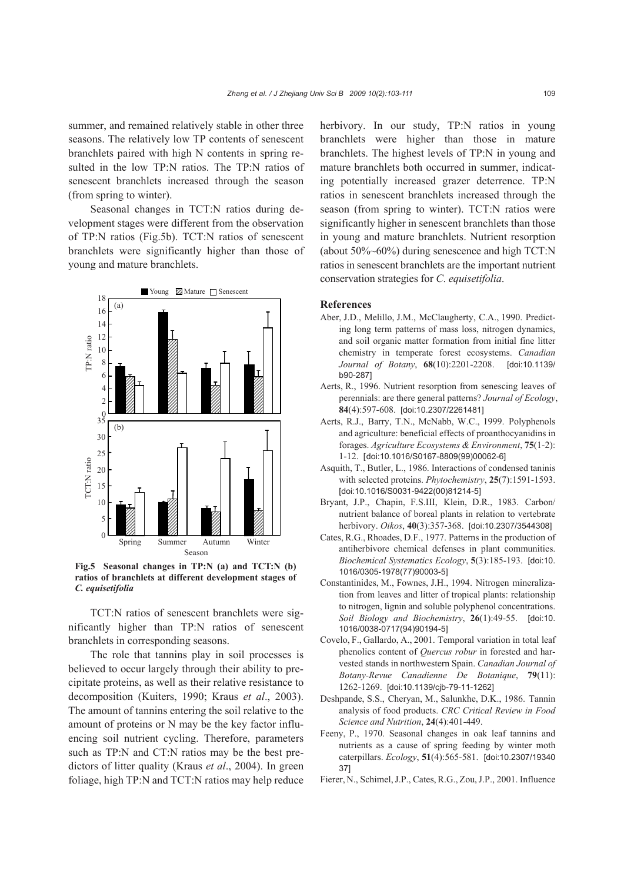summer, and remained relatively stable in other three seasons. The relatively low TP contents of senescent branchlets paired with high N contents in spring resulted in the low TP:N ratios. The TP:N ratios of senescent branchlets increased through the season (from spring to winter).

Seasonal changes in TCT:N ratios during development stages were different from the observation of TP:N ratios (Fig.5b). TCT:N ratios of senescent branchlets were significantly higher than those of young and mature branchlets.

**Fig.5 Seasonal changes in TP:N (a) and TCT:N (b) ratios of branchlets at different development stages of *C. equisetifolia***

TCT:N ratios of senescent branchlets were significantly higher than TP:N ratios of senescent branchlets in corresponding seasons.

The role that tannins play in soil processes is believed to occur largely through their ability to precipitate proteins, as well as their relative resistance to decomposition (Kuiters, 1990; Kraus *et al*., 2003). The amount of tannins entering the soil relative to the amount of proteins or N may be the key factor influencing soil nutrient cycling. Therefore, parameters such as TP:N and CT:N ratios may be the best predictors of litter quality (Kraus *et al*., 2004). In green foliage, high TP:N and TCT:N ratios may help reduce herbivory. In our study, TP:N ratios in young branchlets were higher than those in mature branchlets. The highest levels of TP:N in young and mature branchlets both occurred in summer, indicating potentially increased grazer deterrence. TP:N ratios in senescent branchlets increased through the season (from spring to winter). TCT:N ratios were significantly higher in senescent branchlets than those in young and mature branchlets. Nutrient resorption (about 50%~60%) during senescence and high TCT:N ratios in senescent branchlets are the important nutrient conservation strategies for *C. equisetifolia*.

## References

Aber, J.D., Melillo, J.M., McClaugherty, C.A., 1990. Predicting long term patterns of mass loss, nitrogen dynamics, and soil organic matter formation from initial fine litter chemistry in temperate forest ecosystems. *Canadian Journal of Botany*, **68**(10):2201-2208. [doi:10.1139/b90-287]

Aerts, R., 1996. Nutrient resorption from senescing leaves of perennials: are there general patterns? *Journal of Ecology*, **84**(4):597-608. [doi:10.2307/2261481]

Aerts, R.J., Barry, T.N., McNabb, W.C., 1999. Polyphenols and agriculture: beneficial effects of proanthocyanidins in forages. *Agriculture Ecosystems & Environment*, **75**(1-2):1-12. [doi:10.1016/S0167-8809(99)00062-6]

Asquith, T., Butler, L., 1986. Interactions of condensed taninis with selected proteins. *Phytochemistry*, **25**(7):1591-1593. [doi:10.1016/S0031-9422(00)81214-5]

Bryant, J.P., Chapin, F.S.III, Klein, D.R., 1983. Carbon/nutrient balance of boreal plants in relation to vertebrate herbivory. *Oikos*, **40**(3):357-368. [doi:10.2307/3544308]

Cates, R.G., Rhoades, D.F., 1977. Patterns in the production of antiherbivore chemical defenses in plant communities. *Biochemical Systematics Ecology*, **5**(3):185-193. [doi:10.1016/0305-1978(77)90003-5]

Constantinides, M., Fownes, J.H., 1994. Nitrogen mineralization from leaves and litter of tropical plants: relationship to nitrogen, lignin and soluble polyphenol concentrations. *Soil Biology and Biochemistry*, **26**(1):49-55. [doi:10.1016/0038-0717(94)90194-5]

Covelo, F., Gallardo, A., 2001. Temporal variation in total leaf phenolics content of *Quercus robur* in forested and harvested stands in northwestern Spain. *Canadian Journal of Botany-Revue Canadienne De Botanique*, **79**(11):1262-1269. [doi:10.1139/cjb-79-11-1262]

Deshpande, S.S., Cheryan, M., Salunkhe, D.K., 1986. Tannin analysis of food products. *CRC Critical Review in Food Science and Nutrition*, **24**(4):401-449.

Feeny, P., 1970. Seasonal changes in oak leaf tannins and nutrients as a cause of spring feeding by winter moth caterpillars. *Ecology*, **51**(4):565-581. [doi:10.2307/1934037]

Fierer, N., Schimel, J.P., Cates, R.G., Zou, J.P., 2001. Influence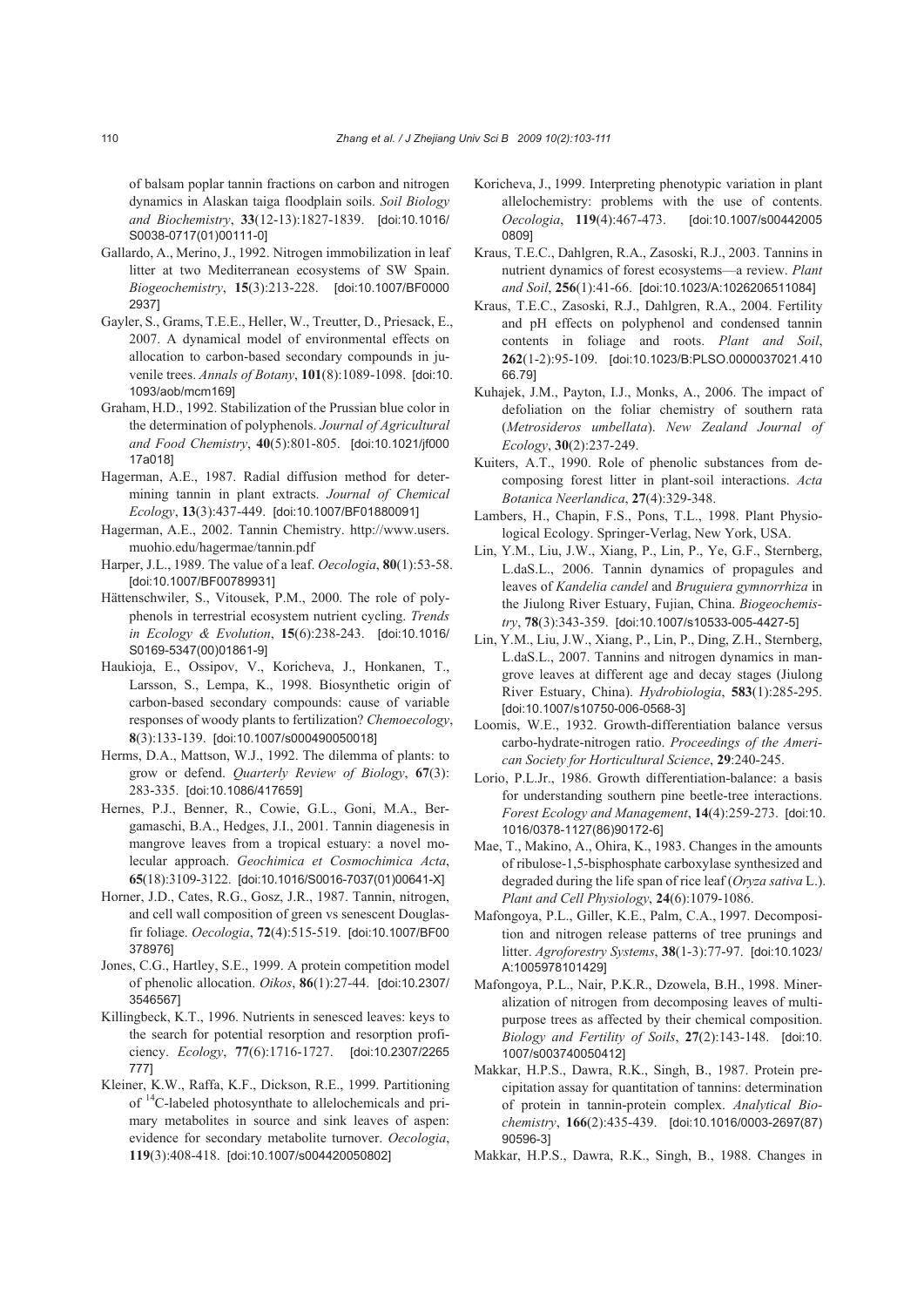of balsam poplar tannin fractions on carbon and nitrogen dynamics in Alaskan taiga floodplain soils. *Soil Biology and Biochemistry*, **33**(12-13):1827-1839. [doi:10.1016/S0038-0717(01)00111-0]

Gallardo, A., Merino, J., 1992. Nitrogen immobilization in leaf litter at two Mediterranean ecosystems of SW Spain. *Biogeochemistry*, **15**(3):213-228. [doi:10.1007/BF00002937]

Gayler, S., Grams, T.E.E., Heller, W., Treutter, D., Priesack, E., 2007. A dynamical model of environmental effects on allocation to carbon-based secondary compounds in juvenile trees. *Annals of Botany*, **101**(8):1089-1098. [doi:10.1093/aob/mcm169]

Graham, H.D., 1992. Stabilization of the Prussian blue color in the determination of polyphenols. *Journal of Agricultural and Food Chemistry*, **40**(5):801-805. [doi:10.1021/jf00017a018]

Hagerman, A.E., 1987. Radial diffusion method for determining tannin in plant extracts. *Journal of Chemical Ecology*, **13**(3):437-449. [doi:10.1007/BF01880091]

Hagerman, A.E., 2002. Tannin Chemistry. http://www.users.muohio.edu/hagermae/tannin.pdf

Harper, J.L., 1989. The value of a leaf. *Oecologia*, **80**(1):53-58. [doi:10.1007/BF00789931]

Hättenschwiler, S., Vitousek, P.M., 2000. The role of polyphenols in terrestrial ecosystem nutrient cycling. *Trends in Ecology & Evolution*, **15**(6):238-243. [doi:10.1016/S0169-5347(00)01861-9]

Haukioja, E., Ossipov, V., Koricheva, J., Honkanen, T., Larsson, S., Lempa, K., 1998. Biosynthetic origin of carbon-based secondary compounds: cause of variable responses of woody plants to fertilization? *Chemoecology*, **8**(3):133-139. [doi:10.1007/s000490050018]

Herms, D.A., Mattson, W.J., 1992. The dilemma of plants: to grow or defend. *Quarterly Review of Biology*, **67**(3):283-335. [doi:10.1086/417659]

Hernes, P.J., Benner, R., Cowie, G.L., Goni, M.A., Bergamaschi, B.A., Hedges, J.I., 2001. Tannin diagenesis in mangrove leaves from a tropical estuary: a novel molecular approach. *Geochimica et Cosmochimica Acta*, **65**(18):3109-3122. [doi:10.1016/S0016-7037(01)00641-X]

Horner, J.D., Cates, R.G., Gosz, J.R., 1987. Tannin, nitrogen, and cell wall composition of green vs senescent Douglas-fir foliage. *Oecologia*, **72**(4):515-519. [doi:10.1007/BF00378976]

Jones, C.G., Hartley, S.E., 1999. A protein competition model of phenolic allocation. *Oikos*, **86**(1):27-44. [doi:10.2307/3546567]

Killingbeck, K.T., 1996. Nutrients in senesced leaves: keys to the search for potential resorption and resorption proficiency. *Ecology*, **77**(6):1716-1727. [doi:10.2307/2265777]

Kleiner, K.W., Raffa, K.F., Dickson, R.E., 1999. Partitioning of $^{14}$C-labeled photosynthate to allelochemicals and primary metabolites in source and sink leaves of aspen: evidence for secondary metabolite turnover. *Oecologia*, **119**(3):408-418. [doi:10.1007/s004420050802]

Koricheva, J., 1999. Interpreting phenotypic variation in plant allelochemistry: problems with the use of contents. *Oecologia*, **119**(4):467-473. [doi:10.1007/s004420050809]

Kraus, T.E.C., Dahlgren, R.A., Zasoski, R.J., 2003. Tannins in nutrient dynamics of forest ecosystems—a review. *Plant and Soil*, **256**(1):41-66. [doi:10.1023/A:1026206511084]

Kraus, T.E.C., Zasoski, R.J., Dahlgren, R.A., 2004. Fertility and pH effects on polyphenol and condensed tannin contents in foliage and roots. *Plant and Soil*, **262**(1-2):95-109. [doi:10.1023/B:PLSO.0000037021.41066.79]

Kuhajek, J.M., Payton, I.J., Monks, A., 2006. The impact of defoliation on the foliar chemistry of southern rata (*Metrosideros umbellata*). *New Zealand Journal of Ecology*, **30**(2):237-249.

Kuiters, A.T., 1990. Role of phenolic substances from decomposing forest litter in plant-soil interactions. *Acta Botanica Neerlandica*, **27**(4):329-348.

Lambers, H., Chapin, F.S., Pons, T.L., 1998. Plant Physiological Ecology. Springer-Verlag, New York, USA.

Lin, Y.M., Liu, J.W., Xiang, P., Lin, P., Ye, G.F., Sternberg, L.daS.L., 2006. Tannin dynamics of propagules and leaves of *Kandelia candel* and *Bruguiera gymnorrhiza* in the Jiulong River Estuary, Fujian, China. *Biogeochemistry*, **78**(3):343-359. [doi:10.1007/s10533-005-4427-5]

Lin, Y.M., Liu, J.W., Xiang, P., Lin, P., Ding, Z.H., Sternberg, L.daS.L., 2007. Tannins and nitrogen dynamics in mangrove leaves at different age and decay stages (Jiulong River Estuary, China). *Hydrobiologia*, **583**(1):285-295. [doi:10.1007/s10750-006-0568-3]

Loomis, W.E., 1932. Growth-differentiation balance versus carbo-hydrate-nitrogen ratio. *Proceedings of the American Society for Horticultural Science*, **29**:240-245.

Lorio, P.L.Jr., 1986. Growth differentiation-balance: a basis for understanding southern pine beetle-tree interactions. *Forest Ecology and Management*, **14**(4):259-273. [doi:10.1016/0378-1127(86)90172-6]

Mae, T., Makino, A., Ohira, K., 1983. Changes in the amounts of ribulose-1,5-bisphosphate carboxylase synthesized and degraded during the life span of rice leaf (*Oryza sativa* L.). *Plant and Cell Physiology*, **24**(6):1079-1086.

Mafongoya, P.L., Giller, K.E., Palm, C.A., 1997. Decomposition and nitrogen release patterns of tree prunings and litter. *Agroforestry Systems*, **38**(1-3):77-97. [doi:10.1023/A:1005978101429]

Mafongoya, P.L., Nair, P.K.R., Dzowela, B.H., 1998. Mineralization of nitrogen from decomposing leaves of multipurpose trees as affected by their chemical composition. *Biology and Fertility of Soils*, **27**(2):143-148. [doi:10.1007/s003740050412]

Makkar, H.P.S., Dawra, R.K., Singh, B., 1987. Protein precipitation assay for quantitation of tannins: determination of protein in tannin-protein complex. *Analytical Biochemistry*, **166**(2):435-439. [doi:10.1016/0003-2697(87)90596-3]

Makkar, H.P.S., Dawra, R.K., Singh, B., 1988. Changes in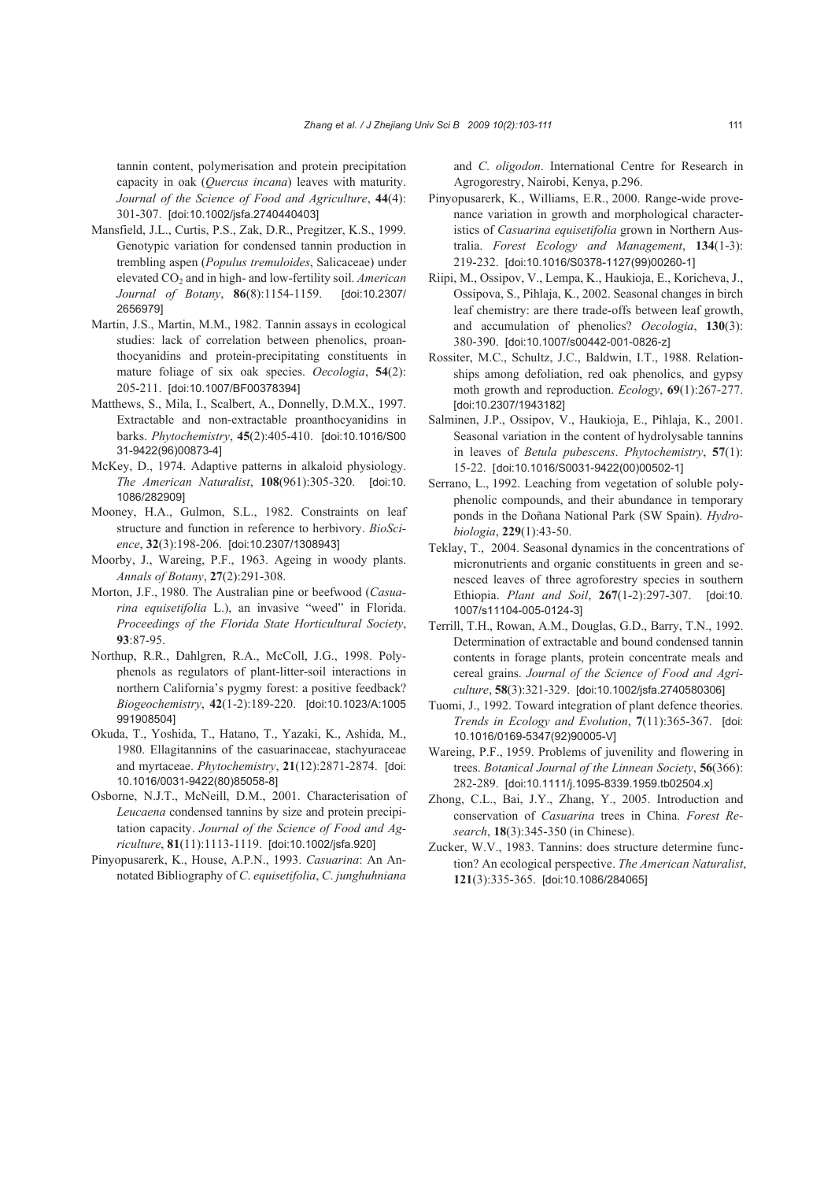tannin content, polymerisation and protein precipitation capacity in oak (*Quercus incana*) leaves with maturity. *Journal of the Science of Food and Agriculture*, **44**(4): 301-307. [doi:10.1002/jsfa.2740440403]

Mansfield, J.L., Curtis, P.S., Zak, D.R., Pregitzer, K.S., 1999. Genotypic variation for condensed tannin production in trembling aspen (*Populus tremuloides*, Salicaceae) under elevated $CO_2$ and in high- and low-fertility soil. *American Journal of Botany*, **86**(8):1154-1159. [doi:10.2307/2656979]

Martin, J.S., Martin, M.M., 1982. Tannin assays in ecological studies: lack of correlation between phenolics, proanthocyanidins and protein-precipitating constituents in mature foliage of six oak species. *Oecologia*, **54**(2): 205-211. [doi:10.1007/BF00378394]

Matthews, S., Mila, I., Scalbert, A., Donnelly, D.M.X., 1997. Extractable and non-extractable proanthocyanidins in barks. *Phytochemistry*, **45**(2):405-410. [doi:10.1016/S0031-9422(96)00873-4]

McKey, D., 1974. Adaptive patterns in alkaloid physiology. *The American Naturalist*, **108**(961):305-320. [doi:10.1086/282909]

Mooney, H.A., Gulmon, S.L., 1982. Constraints on leaf structure and function in reference to herbivory. *BioScience*, **32**(3):198-206. [doi:10.2307/1308943]

Moorby, J., Wareing, P.F., 1963. Ageing in woody plants. *Annals of Botany*, **27**(2):291-308.

Morton, J.F., 1980. The Australian pine or beefwood (*Casuarina equisetifolia* L.), an invasive "weed" in Florida. *Proceedings of the Florida State Horticultural Society*, **93**:87-95.

Northup, R.R., Dahlgren, R.A., McColl, J.G., 1998. Polyphenols as regulators of plant-litter-soil interactions in northern California's pygmy forest: a positive feedback? *Biogeochemistry*, **42**(1-2):189-220. [doi:10.1023/A:1005991908504]

Okuda, T., Yoshida, T., Hatano, T., Yazaki, K., Ashida, M., 1980. Ellagitannins of the casuarinaceae, stachyuraceae and myrtaceae. *Phytochemistry*, **21**(12):2871-2874. [doi:10.1016/0031-9422(80)85058-8]

Osborne, N.J.T., McNeill, D.M., 2001. Characterisation of *Leucaena* condensed tannins by size and protein precipitation capacity. *Journal of the Science of Food and Agriculture*, **81**(11):1113-1119. [doi:10.1002/jsfa.920]

Pinyopusarerk, K., House, A.P.N., 1993. *Casuarina*: An Annotated Bibliography of *C. equisetifolia*, *C. junghuhniana* and *C. oligodon*. International Centre for Research in Agrogorestry, Nairobi, Kenya, p.296.

Pinyopusarerk, K., Williams, E.R., 2000. Range-wide provenance variation in growth and morphological characteristics of *Casuarina equisetifolia* grown in Northern Australia. *Forest Ecology and Management*, **134**(1-3): 219-232. [doi:10.1016/S0378-1127(99)00260-1]

Riipi, M., Ossipov, V., Lempa, K., Haukioja, E., Koricheva, J., Ossipova, S., Pihlaja, K., 2002. Seasonal changes in birch leaf chemistry: are there trade-offs between leaf growth, and accumulation of phenolics? *Oecologia*, **130**(3): 380-390. [doi:10.1007/s00442-001-0826-z]

Rossiter, M.C., Schultz, J.C., Baldwin, I.T., 1988. Relationships among defoliation, red oak phenolics, and gypsy moth growth and reproduction. *Ecology*, **69**(1):267-277. [doi:10.2307/1943182]

Salminen, J.P., Ossipov, V., Haukioja, E., Pihlaja, K., 2001. Seasonal variation in the content of hydrolysable tannins in leaves of *Betula pubescens*. *Phytochemistry*, **57**(1): 15-22. [doi:10.1016/S0031-9422(00)00502-1]

Serrano, L., 1992. Leaching from vegetation of soluble polyphenolic compounds, and their abundance in temporary ponds in the Doñana National Park (SW Spain). *Hydrobiologia*, **229**(1):43-50.

Teklay, T., 2004. Seasonal dynamics in the concentrations of micronutrients and organic constituents in green and senesced leaves of three agroforestry species in southern Ethiopia. *Plant and Soil*, **267**(1-2):297-307. [doi:10.1007/s11104-005-0124-3]

Terrill, T.H., Rowan, A.M., Douglas, G.D., Barry, T.N., 1992. Determination of extractable and bound condensed tannin contents in forage plants, protein concentrate meals and cereal grains. *Journal of the Science of Food and Agriculture*, **58**(3):321-329. [doi:10.1002/jsfa.2740580306]

Tuomi, J., 1992. Toward integration of plant defence theories. *Trends in Ecology and Evolution*, **7**(11):365-367. [doi:10.1016/0169-5347(92)90005-V]

Wareing, P.F., 1959. Problems of juvenility and flowering in trees. *Botanical Journal of the Linnean Society*, **56**(366): 282-289. [doi:10.1111/j.1095-8339.1959.tb02504.x]

Zhong, C.L., Bai, J.Y., Zhang, Y., 2005. Introduction and conservation of *Casuarina* trees in China. *Forest Research*, **18**(3):345-350 (in Chinese).

Zucker, W.V., 1983. Tannins: does structure determine function? An ecological perspective. *The American Naturalist*, **121**(3):335-365. [doi:10.1086/284065]